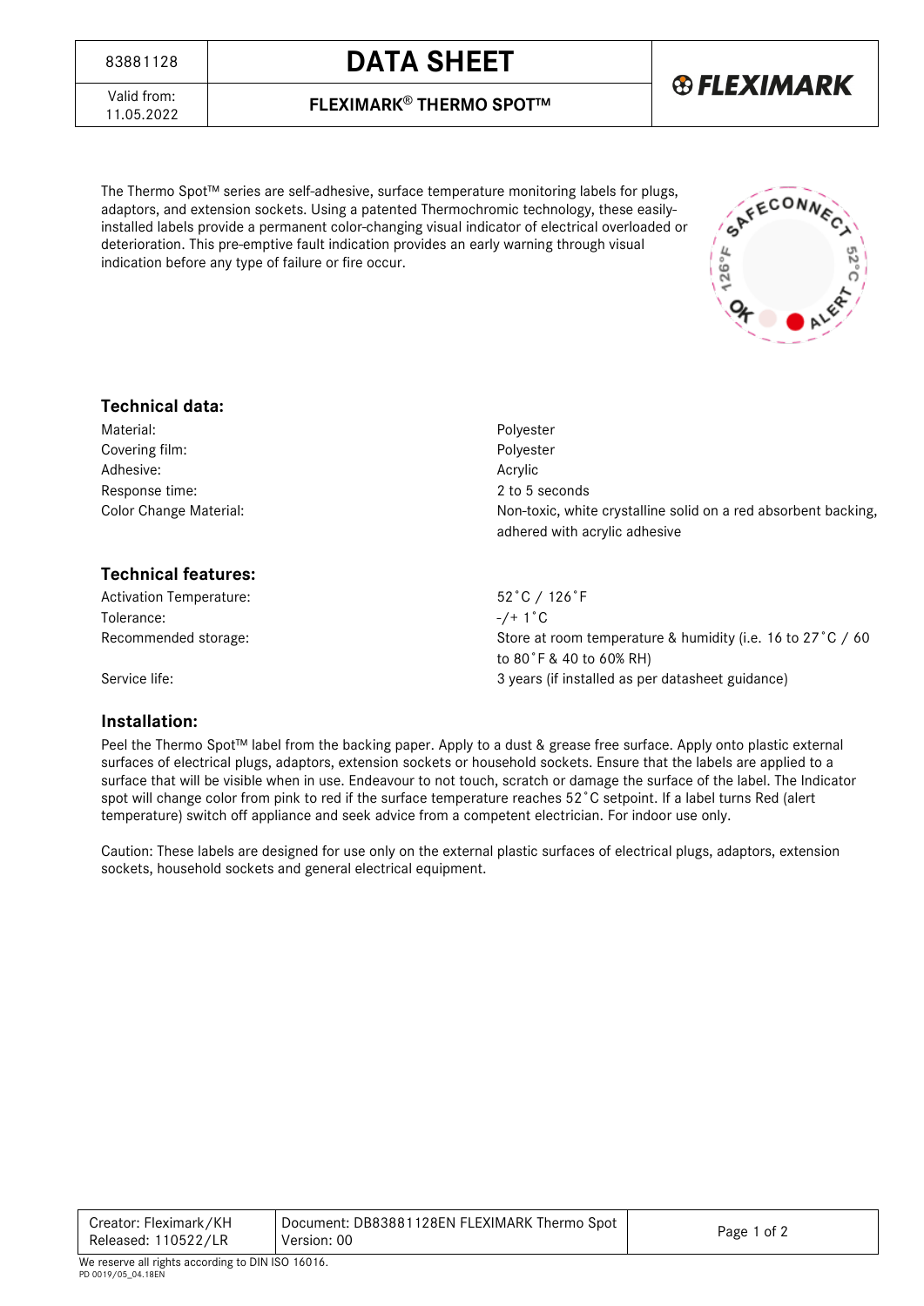| 83881128 | DATA SHEET | FLEXIMARK |
|---|---|---|
| Valid from: 11.05.2022 | FLEXIMARK® THERMO SPOT™ | |

The Thermo Spot™ series are self-adhesive, surface temperature monitoring labels for plugs, adaptors, and extension sockets. Using a patented Thermochromic technology, these easily-installed labels provide a permanent color-changing visual indicator of electrical overloaded or deterioration. This pre-emptive fault indication provides an early warning through visual indication before any type of failure or fire occur.

## Technical data:

| | |
|---|---|
| Material: | Polyester |
| Covering film: | Polyester |
| Adhesive: | Acrylic |
| Response time: | 2 to 5 seconds |
| Color Change Material: | Non-toxic, white crystalline solid on a red absorbent backing, adhered with acrylic adhesive |

## Technical features:

| | |
|---|---|
| Activation Temperature: | 52˚C / 126˚F |
| Tolerance: | -/+ 1˚C |
| Recommended storage: | Store at room temperature & humidity (i.e. 16 to 27˚C / 60 to 80˚F & 40 to 60% RH) |
| Service life: | 3 years (if installed as per datasheet guidance) |

## Installation:

Peel the Thermo Spot™ label from the backing paper. Apply to a dust & grease free surface. Apply onto plastic external surfaces of electrical plugs, adaptors, extension sockets or household sockets. Ensure that the labels are applied to a surface that will be visible when in use. Endeavour to not touch, scratch or damage the surface of the label. The Indicator spot will change color from pink to red if the surface temperature reaches 52˚C setpoint. If a label turns Red (alert temperature) switch off appliance and seek advice from a competent electrician. For indoor use only.

Caution: These labels are designed for use only on the external plastic surfaces of electrical plugs, adaptors, extension sockets, household sockets and general electrical equipment.

| | |
|---|---|
| Creator: Fleximark/KH<br>Released: 110522/LR | Document: DB83881128EN FLEXIMARK Thermo Spot<br>Version: 00 |

We reserve all rights according to DIN ISO 16016.
PD 0019/05_04.18EN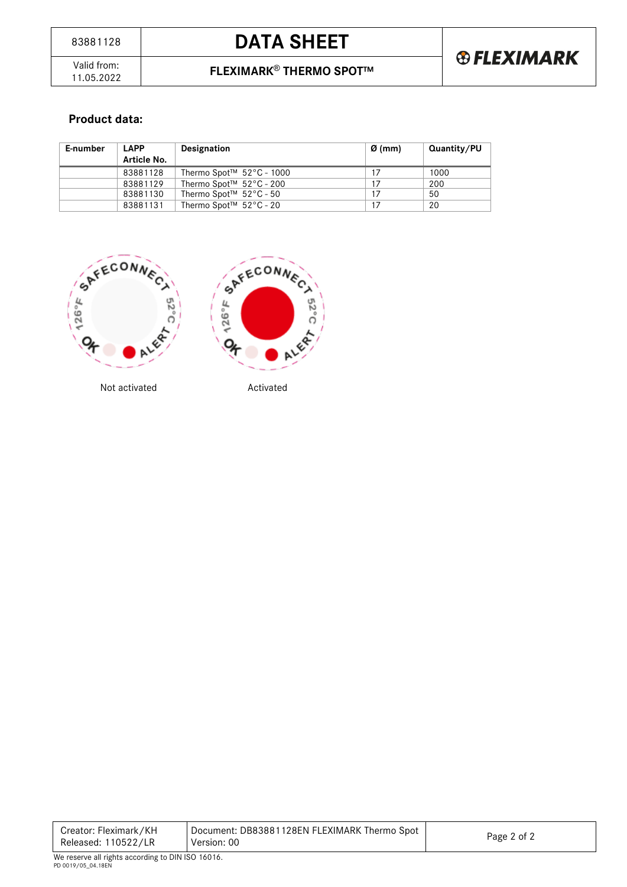## Product data:

| E-number | LAPP Article No. | Designation | Ø (mm) | Quantity/PU |
|---|---|---|---|---|
| | 83881128 | Thermo Spot™ 52°C - 1000 | 17 | 1000 |
| | 83881129 | Thermo Spot™ 52°C - 200 | 17 | 200 |
| | 83881130 | Thermo Spot™ 52°C - 50 | 17 | 50 |
| | 83881131 | Thermo Spot™ 52°C - 20 | 17 | 20 |

SAFECONNECT 52°C ALERT OK 126°F

Not activated

SAFECONNECT 52°C ALERT OK 126°F

Activated

Creator: Fleximark/KH
Released: 110522/LR

Document: DB83881128EN FLEXIMARK Thermo Spot
Version: 00

We reserve all rights according to DIN ISO 16016.